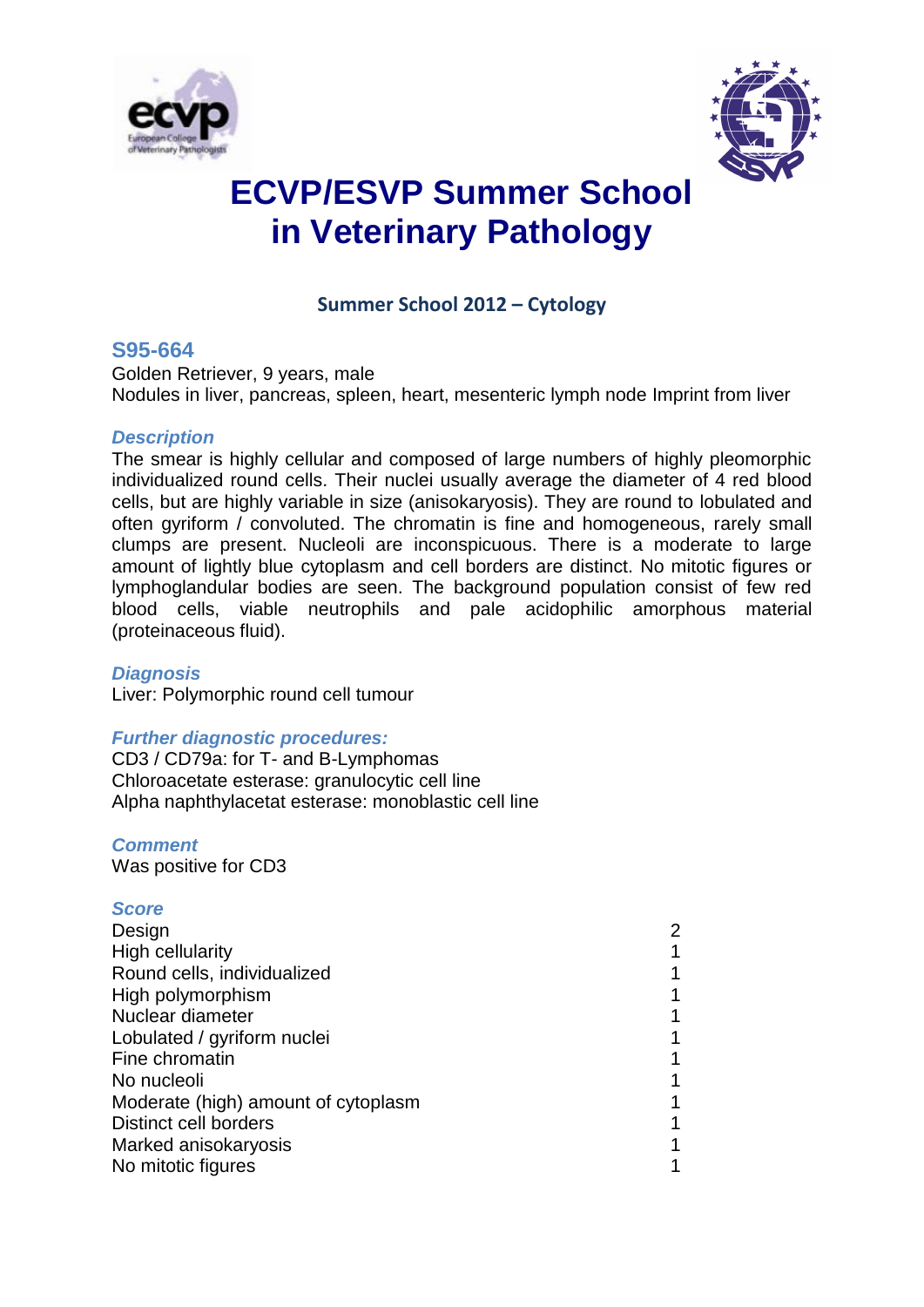# ECVP/ESVP Summer School in Veterinary Pathology

## Summer School 2012 – Cytology

### S95-664

Golden Retriever, 9 years, male

Nodules in liver, pancreas, spleen, heart, mesenteric lymph node Imprint from liver

#### *Description*

The smear is highly cellular and composed of large numbers of highly pleomorphic individualized round cells. Their nuclei usually average the diameter of 4 red blood cells, but are highly variable in size (anisokaryosis). They are round to lobulated and often gyriform / convoluted. The chromatin is fine and homogeneous, rarely small clumps are present. Nucleoli are inconspicuous. There is a moderate to large amount of lightly blue cytoplasm and cell borders are distinct. No mitotic figures or lymphoglandular bodies are seen. The background population consist of few red blood cells, viable neutrophils and pale acidophilic amorphous material (proteinaceous fluid).

#### *Diagnosis*

Liver: Polymorphic round cell tumour

#### *Further diagnostic procedures:*

CD3 / CD79a: for T- and B-Lymphomas

Chloroacetate esterase: granulocytic cell line

Alpha naphthylacetat esterase: monoblastic cell line

#### *Comment*

Was positive for CD3

#### *Score*

| | |
|---|---|
| Design | 2 |
| High cellularity | 1 |
| Round cells, individualized | 1 |
| High polymorphism | 1 |
| Nuclear diameter | 1 |
| Lobulated / gyriform nuclei | 1 |
| Fine chromatin | 1 |
| No nucleoli | 1 |
| Moderate (high) amount of cytoplasm | 1 |
| Distinct cell borders | 1 |
| Marked anisokaryosis | 1 |
| No mitotic figures | 1 |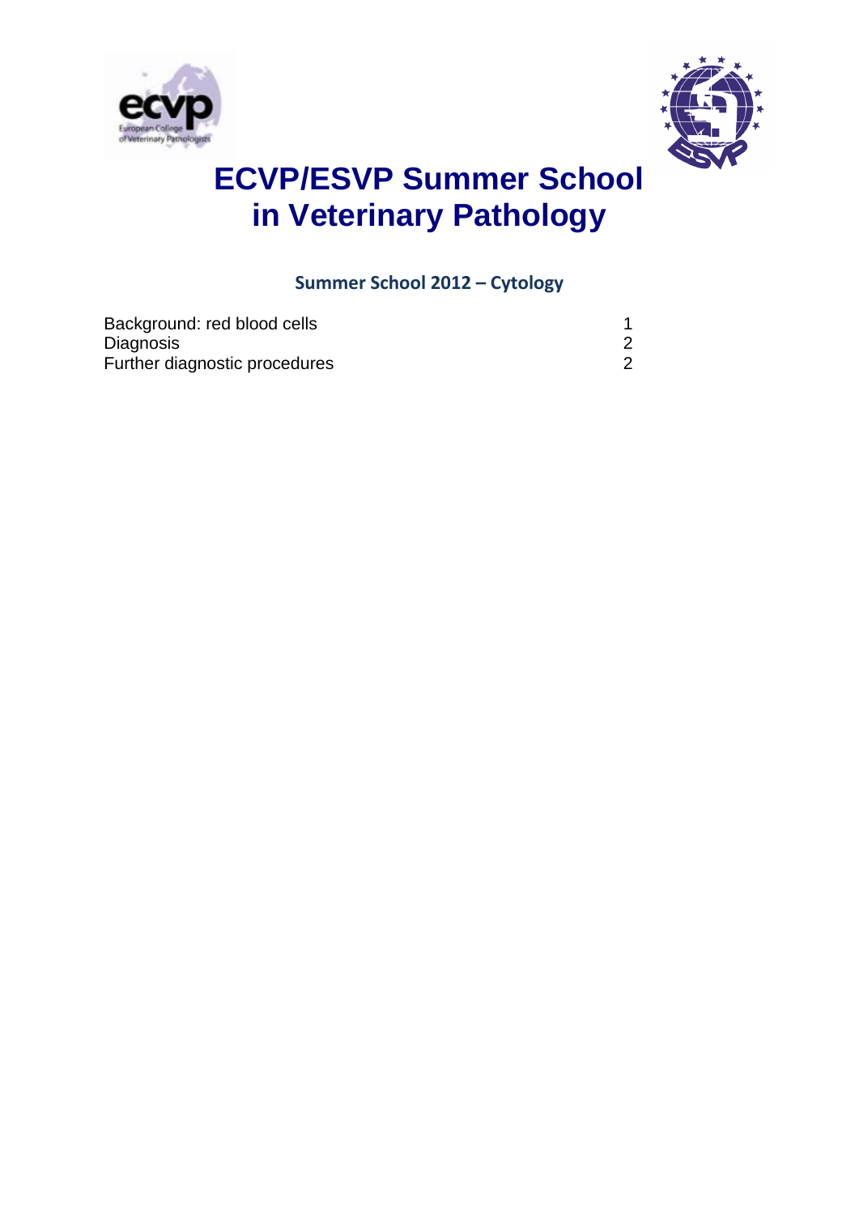# ECVP/ESVP Summer School in Veterinary Pathology

**Summer School 2012 – Cytology**

| | |
|---|---|
| Background: red blood cells | 1 |
| Diagnosis | 2 |
| Further diagnostic procedures | 2 |